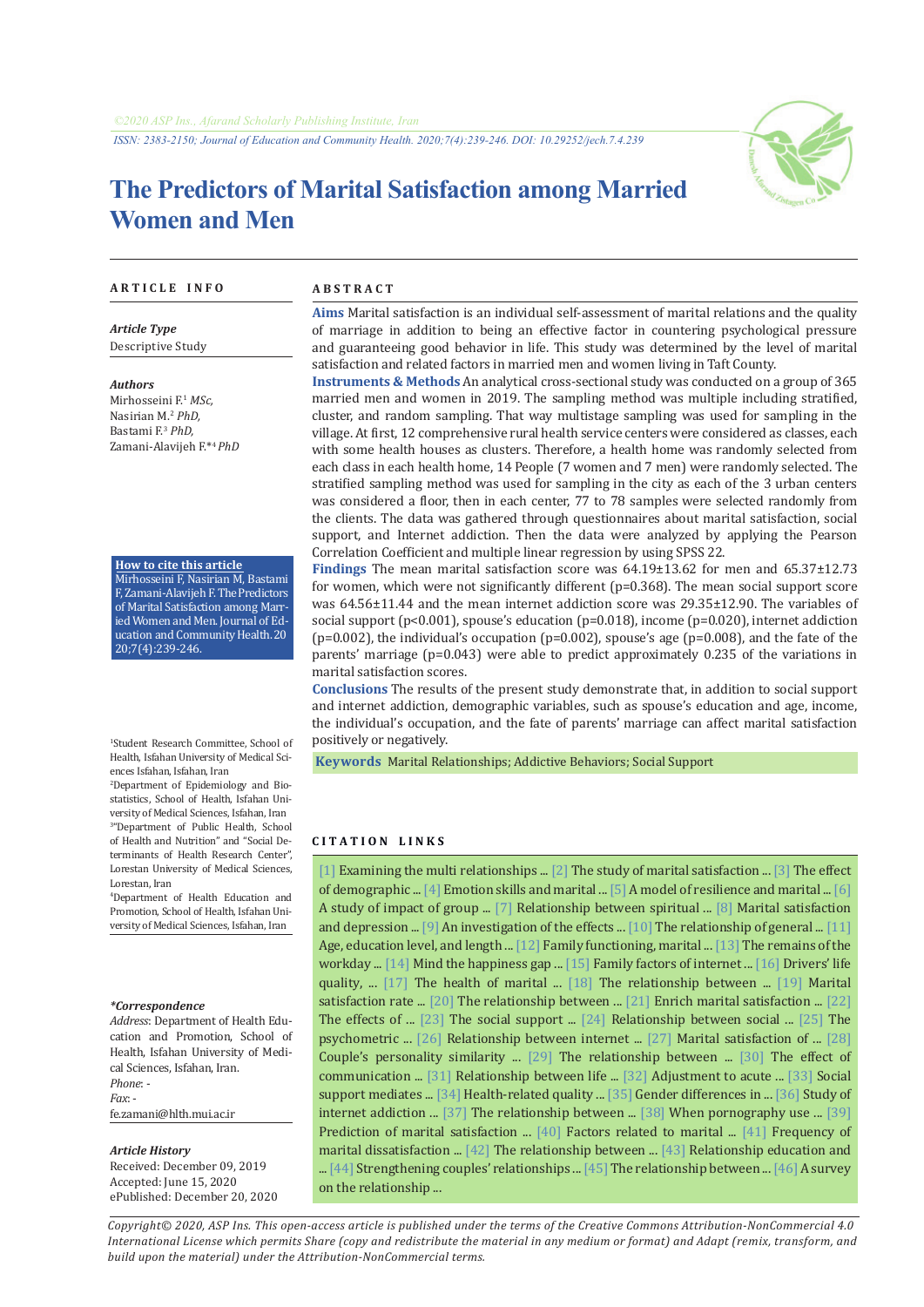# The Predictors of Marital Satisfaction among Married Women and Men

## ARTICLE INFO

***Article Type***

Descriptive Study

***Authors***

Mirhosseini F.[1] *MSc,*
Nasirian M.[2] *PhD,*
Bastami F.[3] *PhD,*
Zamani-Alavijeh F.*[4] *PhD*

**How to cite this article**

Mirhosseini F, Nasirian M, Bastami F, Zamani-Alavijeh F. The Predictors of Marital Satisfaction among Married Women and Men. Journal of Education and Community Health. 2020;7(4):239-246.

[1]Student Research Committee, School of Health, Isfahan University of Medical Sciences Isfahan, Isfahan, Iran

[2]Department of Epidemiology and Biostatistics, School of Health, Isfahan University of Medical Sciences, Isfahan, Iran

[3]"Department of Public Health, School of Health and Nutrition" and "Social Determinants of Health Research Center", Lorestan University of Medical Sciences, Lorestan, Iran

[4]Department of Health Education and Promotion, School of Health, Isfahan University of Medical Sciences, Isfahan, Iran

***\*Correspondence***

*Address*: Department of Health Education and Promotion, School of Health, Isfahan University of Medical Sciences, Isfahan, Iran.
*Phone*: -
*Fax*: -
fe.zamani@hlth.mui.ac.ir

***Article History***

Received: December 09, 2019
Accepted: June 15, 2020
ePublished: December 20, 2020

## ABSTRACT

**Aims** Marital satisfaction is an individual self-assessment of marital relations and the quality of marriage in addition to being an effective factor in countering psychological pressure and guaranteeing good behavior in life. This study was determined by the level of marital satisfaction and related factors in married men and women living in Taft County.

**Instruments & Methods** An analytical cross-sectional study was conducted on a group of 365 married men and women in 2019. The sampling method was multiple including stratified, cluster, and random sampling. That way multistage sampling was used for sampling in the village. At first, 12 comprehensive rural health service centers were considered as classes, each with some health houses as clusters. Therefore, a health home was randomly selected from each class in each health home, 14 People (7 women and 7 men) were randomly selected. The stratified sampling method was used for sampling in the city as each of the 3 urban centers was considered a floor, then in each center, 77 to 78 samples were selected randomly from the clients. The data was gathered through questionnaires about marital satisfaction, social support, and Internet addiction. Then the data were analyzed by applying the Pearson Correlation Coefficient and multiple linear regression by using SPSS 22.

**Findings** The mean marital satisfaction score was 64.19±13.62 for men and 65.37±12.73 for women, which were not significantly different (p=0.368). The mean social support score was 64.56±11.44 and the mean internet addiction score was 29.35±12.90. The variables of social support (p<0.001), spouse's education (p=0.018), income (p=0.020), internet addiction (p=0.002), the individual's occupation (p=0.002), spouse's age (p=0.008), and the fate of the parents' marriage (p=0.043) were able to predict approximately 0.235 of the variations in marital satisfaction scores.

**Conclusions** The results of the present study demonstrate that, in addition to social support and internet addiction, demographic variables, such as spouse's education and age, income, the individual's occupation, and the fate of parents' marriage can affect marital satisfaction positively or negatively.

**Keywords** Marital Relationships; Addictive Behaviors; Social Support

## CITATION LINKS

[1] Examining the multi relationships ... [2] The study of marital satisfaction ... [3] The effect of demographic ... [4] Emotion skills and marital ... [5] A model of resilience and marital ... [6] A study of impact of group ... [7] Relationship between spiritual ... [8] Marital satisfaction and depression ... [9] An investigation of the effects ... [10] The relationship of general ... [11] Age, education level, and length ... [12] Family functioning, marital ... [13] The remains of the workday ... [14] Mind the happiness gap ... [15] Family factors of internet ... [16] Drivers' life quality, ... [17] The health of marital ... [18] The relationship between ... [19] Marital satisfaction rate ... [20] The relationship between ... [21] Enrich marital satisfaction ... [22] The effects of ... [23] The social support ... [24] Relationship between social ... [25] The psychometric ... [26] Relationship between internet ... [27] Marital satisfaction of ... [28] Couple's personality similarity ... [29] The relationship between ... [30] The effect of communication ... [31] Relationship between life ... [32] Adjustment to acute ... [33] Social support mediates ... [34] Health-related quality ... [35] Gender differences in ... [36] Study of internet addiction ... [37] The relationship between ... [38] When pornography use ... [39] Prediction of marital satisfaction ... [40] Factors related to marital ... [41] Frequency of marital dissatisfaction ... [42] The relationship between ... [43] Relationship education and ... [44] Strengthening couples' relationships ... [45] The relationship between ... [46] A survey on the relationship ...

*Copyright© 2020, ASP Ins. This open-access article is published under the terms of the Creative Commons Attribution-NonCommercial 4.0 International License which permits Share (copy and redistribute the material in any medium or format) and Adapt (remix, transform, and build upon the material) under the Attribution-NonCommercial terms.*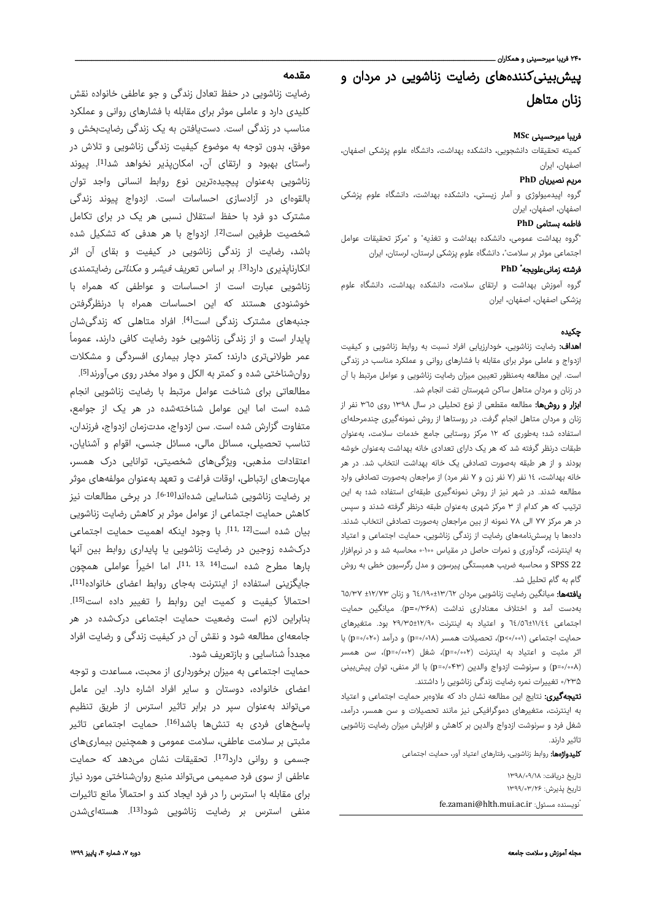# پیش‌بینی‌کننده‌های رضایت زناشویی در مردان و زنان متاهل

**فریبا میرحسینی MSc**

کمیته تحقیقات دانشجویی، دانشکده بهداشت، دانشگاه علوم پزشکی اصفهان، اصفهان، ایران

**مریم نصیریان PhD**

گروه اپیدمیولوژی و آمار زیستی، دانشکده بهداشت، دانشگاه علوم پزشکی اصفهان، اصفهان، ایران

**فاطمه بستامی PhD**

[1]گروه بهداشت عمومی، دانشکده بهداشت و تغذیه" و [2]مرکز تحقیقات عوامل اجتماعی موثر بر سلامت"، دانشگاه علوم پزشکی لرستان، لرستان، ایران

**فرشته زمانی‌علویجه PhD\***

گروه آموزش بهداشت و ارتقای سلامت، دانشکده بهداشت، دانشگاه علوم پزشکی اصفهان، اصفهان، ایران

## چکیده

**اهداف:** رضایت زناشویی، خودارزیابی افراد نسبت به روابط زناشویی و کیفیت ازدواج و عاملی موثر برای مقابله با فشارهای روانی و عملکرد مناسب در زندگی است. این مطالعه به‌منظور تعیین میزان رضایت زناشویی و عوامل مرتبط با آن در زنان و مردان متاهل ساکن شهرستان تفت انجام شد.

**ابزار و روش‌ها:** مطالعه مقطعی از نوع تحلیلی در سال ۱۳۹۸ روی ۳۶۵ نفر از زنان و مردان متاهل انجام گرفت. در روستاها از روش نمونه‌گیری چندمرحله‌ای استفاده شد؛ به‌طوری که ۱۲ مرکز روستایی جامع خدمات سلامت، به‌عنوان طبقات درنظر گرفته شد که هر یک دارای تعدادی خانه بهداشت به‌عنوان خوشه بودند و از هر طبقه به‌صورت تصادفی یک خانه بهداشت انتخاب شد. در هر خانه بهداشت، ۱۴ نفر (۷ نفر زن و ۷ نفر مرد) از مراجعان به‌صورت تصادفی وارد مطالعه شدند. در شهر نیز از روش نمونه‌گیری طبقه‌ای استفاده شد؛ به این ترتیب که هر کدام از ۳ مرکز شهری به‌عنوان طبقه درنظر گرفته شدند و سپس در هر مرکز ۷۷ الی ۷۸ نمونه از بین مراجعان به‌صورت تصادفی انتخاب شدند. داده‌ها با پرسش‌نامه‌های رضایت از زندگی زناشویی، حمایت اجتماعی و اعتیاد به اینترنت، گردآوری و نمرات حاصل در مقیاس ۱۰۰-۰ محاسبه شد و در نرم‌افزار SPSS 22 و محاسبه ضریب همبستگی پیرسون و مدل رگرسیون خطی به روش گام به گام تحلیل شد.

**یافته‌ها:** میانگین رضایت زناشویی مردان ۱۳/۶۲±۶۴/۱۹ و زنان ۱۲/۷۳± ۶۵/۳۷ به‌دست آمد و اختلاف معناداری نداشت (p=۰/۳۶۸). میانگین حمایت اجتماعی ۱۱/۴۴±۶۴/۵۷ و اعتیاد به اینترنت ۱۲/۹۰±۲۹/۳۵ بود. متغیرهای حمایت اجتماعی (p<۰/۰۰۱)، تحصیلات همسر (p=۰/۰۱۸) و درآمد (p=۰/۰۲۰) با اثر مثبت و اعتیاد به اینترنت (p=۰/۰۰۲)، شغل (p=۰/۰۰۲)، سن همسر (p=۰/۰۰۸) و سرنوشت ازدواج والدین (p=۰/۰۴۳) با اثر منفی، توان پیش‌بینی ۰/۲۳۵ تغییرات نمره رضایت زندگی زناشویی را داشتند.

**نتیجه‌گیری:** نتایج این مطالعه نشان داد که علاوه‌بر حمایت اجتماعی و اعتیاد به اینترنت، متغیرهای دموگرافیکی نیز مانند تحصیلات و سن همسر، درآمد، شغل فرد و سرنوشت ازدواج والدین بر کاهش و افزایش میزان رضایت زناشویی تاثیر دارند.

**کلیدواژه‌ها:** روابط زناشویی، رفتارهای اعتیاد آور، حمایت اجتماعی

تاریخ دریافت: ۱۳۹۸/۰۹/۱۸

تاریخ پذیرش: ۱۳۹۹/۰۳/۲۶

\*نویسنده مسئول: fe.zamani@hlth.mui.ac.ir

## مقدمه

رضایت زناشویی در حفظ تعادل زندگی و جو عاطفی خانواده نقش کلیدی دارد و عاملی موثر برای مقابله با فشارهای روانی و عملکرد مناسب در زندگی است. دست‌یافتن به یک زندگی رضایت‌بخش و موفق، بدون توجه به موضوع کیفیت زندگی زناشویی و تلاش در راستای بهبود و ارتقای آن، امکان‌پذیر نخواهد شد[1]. پیوند زناشویی به‌عنوان پیچیده‌ترین نوع روابط انسانی واجد توان بالقوه‌ای در آزادسازی احساسات است. ازدواج پیوند زندگی مشترک دو فرد با حفظ استقلال نسبی هر یک در برای تکامل شخصیت طرفین است[2]. ازدواج با هر هدفی که تشکیل شده باشد، رضایت از زندگی زناشویی در کیفیت و بقای آن اثر انکارناپذیری دارد[3]. بر اساس تعریف *فیشر* و *مکناتی* رضایتمندی زناشویی عبارت است از احساسات و عواطفی که همراه با خوشنودی هستند که این احساسات همراه با درنظرگرفتن جنبه‌های مشترک زندگی است[4]. افراد متاهلی که زندگی‌شان پایدار است و از زندگی زناشویی خود رضایت کافی دارند، عموماً عمر طولانی‌تری دارند؛ کمتر دچار بیماری افسردگی و مشکلات روان‌شناختی شده و کمتر به الکل و مواد مخدر روی می‌آورند[5]. مطالعاتی برای شناخت عوامل مرتبط با رضایت زناشویی انجام شده است اما این عوامل شناخته‌شده در هر یک از جوامع، متفاوت گزارش شده است. سن ازدواج، مدت‌زمان ازدواج، فرزندان، تناسب تحصیلی، مسائل مالی، مسائل جنسی، اقوام و آشنایان، اعتقادات مذهبی، ویژگی‌های شخصیتی، توانایی درک همسر، مهارت‌های ارتباطی، اوقات فراغت و تعهد به‌عنوان مولفه‌های موثر بر رضایت زناشویی شناسایی شده‌اند[6-10]. در برخی مطالعات نیز کاهش حمایت اجتماعی از عوامل موثر بر کاهش رضایت زناشویی بیان شده است[11, 12]. با وجود اینکه اهمیت حمایت اجتماعی درک‌شده زوجین در رضایت زناشویی یا پایداری روابط بین آنها بارها مطرح شده است[11, 13, 14]، اما اخیراً عواملی همچون جایگزینی استفاده از اینترنت به‌جای روابط اعضای خانواده[11]، احتمالاً کیفیت و کمیت این روابط را تغییر داده است[15]. بنابراین لازم است وضعیت حمایت اجتماعی درک‌شده در هر جامعه‌ای مطالعه شود و نقش آن در کیفیت زندگی و رضایت افراد مجدداً شناسایی و بازتعریف شود.

حمایت اجتماعی به میزان برخورداری از محبت، مساعدت و توجه اعضای خانواده، دوستان و سایر افراد اشاره دارد. این عامل می‌تواند به‌عنوان سپر در برابر تاثیر استرس از طریق تنظیم پاسخ‌های فردی به تنش‌ها باشد[16]. حمایت اجتماعی تاثیر مثبتی بر سلامت عاطفی، سلامت عمومی و همچنین بیماری‌های جسمی و روانی دارد[17]. تحقیقات نشان می‌دهد که حمایت عاطفی از سوی فرد صمیمی می‌تواند منبع روان‌شناختی مورد نیاز برای مقابله با استرس را در فرد ایجاد کند و احتمالاً مانع تاثیرات منفی استرس بر رضایت زناشویی شود[13]. هسته‌ای‌شدن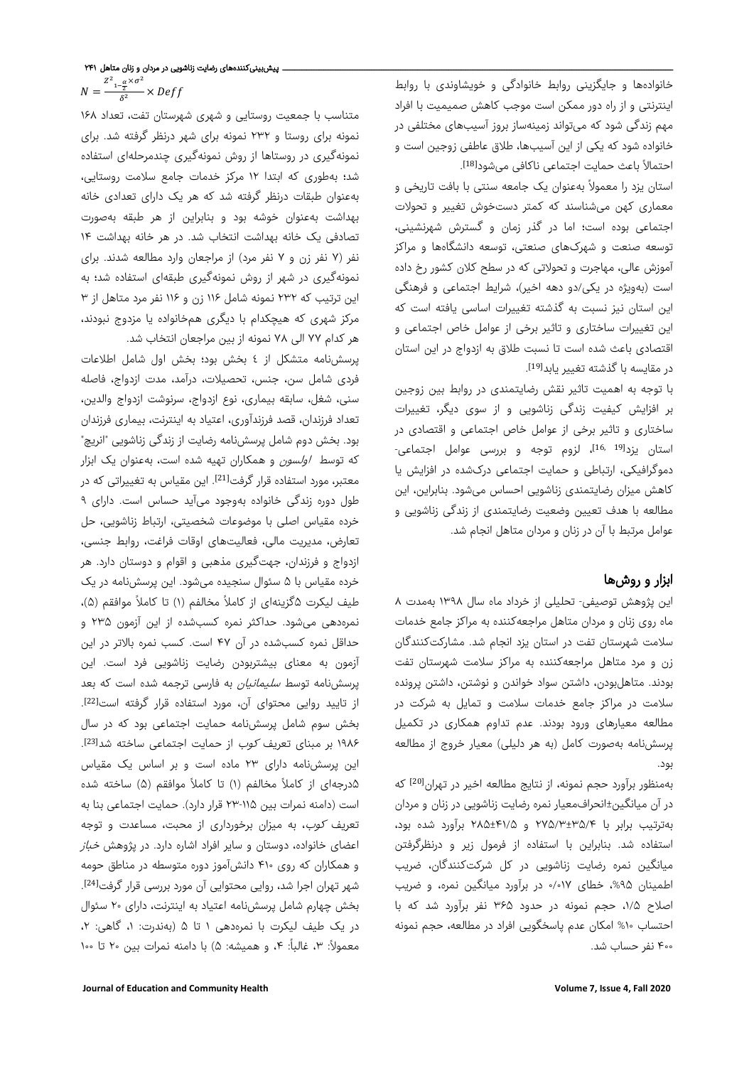خانواده‌ها و جایگزینی روابط خانوادگی و خویشاوندی با روابط اینترنتی و از راه دور ممکن است موجب کاهش صمیمیت با افراد مهم زندگی شود که می‌تواند زمینه‌ساز بروز آسیب‌های مختلفی در خانواده شود که یکی از این آسیب‌ها، طلاق عاطفی زوجین است و احتمالاً باعث حمایت اجتماعی ناکافی می‌شود[18].

استان یزد را معمولاً به‌عنوان یک جامعه سنتی با بافت تاریخی و معماری کهن می‌شناسند که کمتر دستخوش تغییر و تحولات اجتماعی بوده است؛ اما در گذر زمان و گسترش شهرنشینی، توسعه صنعت و شهرک‌های صنعتی، توسعه دانشگاه‌ها و مراکز آموزش عالی، مهاجرت و تحولاتی که در سطح کلان کشور رخ داده است (به‌ویژه در یکی/دو دهه اخیر)، شرایط اجتماعی و فرهنگی این استان نیز نسبت به گذشته تغییرات اساسی یافته است که این تغییرات ساختاری و تاثیر برخی از عوامل خاص اجتماعی و اقتصادی باعث شده است تا نسبت طلاق به ازدواج در این استان در مقایسه با گذشته تغییر یابد[19].

با توجه به اهمیت تاثیر نقش رضایتمندی در روابط بین زوجین بر افزایش کیفیت زندگی زناشویی و از سوی دیگر، تغییرات ساختاری و تاثیر برخی از عوامل خاص اجتماعی و اقتصادی در استان یزد[16, 19]، لزوم توجه و بررسی عوامل اجتماعی-دموگرافیکی، ارتباطی و حمایت اجتماعی درک‌شده در افزایش یا کاهش میزان رضایتمندی زناشویی احساس می‌شود. بنابراین، این مطالعه با هدف تعیین وضعیت رضایتمندی از زندگی زناشویی و عوامل مرتبط با آن در زنان و مردان متاهل انجام شد.

## ابزار و روش‌ها

این پژوهش توصیفی- تحلیلی از خرداد ماه سال ۱۳۹۸ به‌مدت ۸ ماه روی زنان و مردان متاهل مراجعه‌کننده به مراکز جامع خدمات سلامت شهرستان تفت در استان یزد انجام شد. مشارکت‌کنندگان زن و مرد متاهل مراجعه‌کننده به مراکز سلامت شهرستان تفت بودند. متاهل‌بودن، داشتن سواد خواندن و نوشتن، داشتن پرونده سلامت در مراکز جامع خدمات سلامت و تمایل به شرکت در مطالعه معیارهای ورود بودند. عدم تداوم همکاری در تکمیل پرسش‌نامه به‌صورت کامل (به هر دلیلی) معیار خروج از مطالعه بود.

به‌منظور برآورد حجم نمونه، از نتایج مطالعه اخیر در تهران[20] که در آن میانگین±انحراف‌معیار نمره رضایت زناشویی در زنان و مردان به‌ترتیب برابر با ۳۵/۴±۲۷۵/۳ و ۴۱/۵±۲۸۵ برآورد شده بود، استفاده شد. بنابراین با استفاده از فرمول زیر و درنظرگرفتن میانگین نمره رضایت زناشویی در کل شرکت‌کنندگان، ضریب اطمینان ۹۵%، خطای ۰/۰۱۷ در برآورد میانگین نمره، و ضریب اصلاح ۱/۵، حجم نمونه در حدود ۳۶۵ نفر برآورد شد که با احتساب ۱۰% امکان عدم پاسخگویی افراد در مطالعه، حجم نمونه ۴۰۰ نفر حساب شد.

$$N = \frac{Z^2_{1-\frac{\alpha}{2}} \times \sigma^2}{\delta^2} \times Deff$$

متناسب با جمعیت روستایی و شهری شهرستان تفت، تعداد ۱۶۸ نمونه برای روستا و ۲۳۲ نمونه برای شهر درنظر گرفته شد. برای نمونه‌گیری در روستاها از روش نمونه‌گیری چندمرحله‌ای استفاده شد؛ به‌طوری که ابتدا ۱۲ مرکز خدمات جامع سلامت روستایی، به‌عنوان طبقات درنظر گرفته شد که هر یک دارای تعدادی خانه بهداشت به‌عنوان خوشه بود و بنابراین از هر طبقه به‌صورت تصادفی یک خانه بهداشت انتخاب شد. در هر خانه بهداشت ۱۴ نفر (۷ نفر زن و ۷ نفر مرد) از مراجعان وارد مطالعه شدند. برای نمونه‌گیری در شهر از روش نمونه‌گیری طبقه‌ای استفاده شد؛ به این ترتیب که ۲۳۲ نمونه شامل ۱۱۶ زن و ۱۱۶ نفر مرد متاهل از ۳ مرکز شهری که هیچکدام با دیگری هم‌خانواده یا مزدوج نبودند، هر کدام ۷۷ الی ۷۸ نمونه از بین مراجعان انتخاب شد.

پرسش‌نامه متشکل از ٤ بخش بود؛ بخش اول شامل اطلاعات فردی شامل سن، جنس، تحصیلات، درآمد، مدت ازدواج، فاصله سنی، شغل، سابقه بیماری، نوع ازدواج، سرنوشت ازدواج والدین، تعداد فرزندان، قصد فرزندآوری، اعتیاد به اینترنت، بیماری فرزندان بود. بخش دوم شامل پرسش‌نامه رضایت از زندگی زناشویی "انریچ" که توسط *اولسون* و همکاران تهیه شده است، به‌عنوان یک ابزار معتبر، مورد استفاده قرار گرفت[21]. این مقیاس به تغییراتی که در طول دوره زندگی خانواده به‌وجود می‌آید حساس است. دارای ۹ خرده مقیاس اصلی با موضوعات شخصیتی، ارتباط زناشویی، حل تعارض، مدیریت مالی، فعالیت‌های اوقات فراغت، روابط جنسی، ازدواج و فرزندان، جهت‌گیری مذهبی و اقوام و دوستان دارد. هر خرده مقیاس با ۵ سئوال سنجیده می‌شود. این پرسش‌نامه در یک طیف لیکرت ۵گزینه‌ای از کاملاً مخالفم (۱) تا کاملاً موافقم (۵)، نمره‌دهی می‌شود. حداکثر نمره کسب‌شده از این آزمون ۲۳۵ و حداقل نمره کسب‌شده در آن ۴۷ است. کسب نمره بالاتر در این آزمون به معنای بیشتربودن رضایت زناشویی فرد است. این پرسش‌نامه توسط *سلیمانیان* به فارسی ترجمه شده است که بعد از تایید روایی محتوای آن، مورد استفاده قرار گرفته است[22].

بخش سوم شامل پرسش‌نامه حمایت اجتماعی بود که در سال ۱۹۸۶ بر مبنای تعریف *کوب* از حمایت اجتماعی ساخته شد[23]. این پرسش‌نامه دارای ۲۳ ماده است و بر اساس یک مقیاس ۵درجه‌ای از کاملاً مخالفم (۱) تا کاملاً موافقم (۵) ساخته شده است (دامنه نمرات بین ۱۱۵-۲۳ قرار دارد). حمایت اجتماعی بنا به تعریف *کوب*، به میزان برخورداری از محبت، مساعدت و توجه اعضای خانواده، دوستان و سایر افراد اشاره دارد. در پژوهش *خباز* و همکاران که روی ۴۱۰ دانش‌آموز دوره متوسطه در مناطق حومه شهر تهران اجرا شد، روایی محتوایی آن مورد بررسی قرار گرفت[24].

بخش چهارم شامل پرسش‌نامه اعتیاد به اینترنت، دارای ۲۰ سئوال در یک طیف لیکرت با نمره‌دهی ۱ تا ۵ (به‌ندرت: ۱، گاهی: ۲، معمولاً: ۳، غالباً: ۴، و همیشه: ۵) با دامنه نمرات بین ۲۰ تا ۱۰۰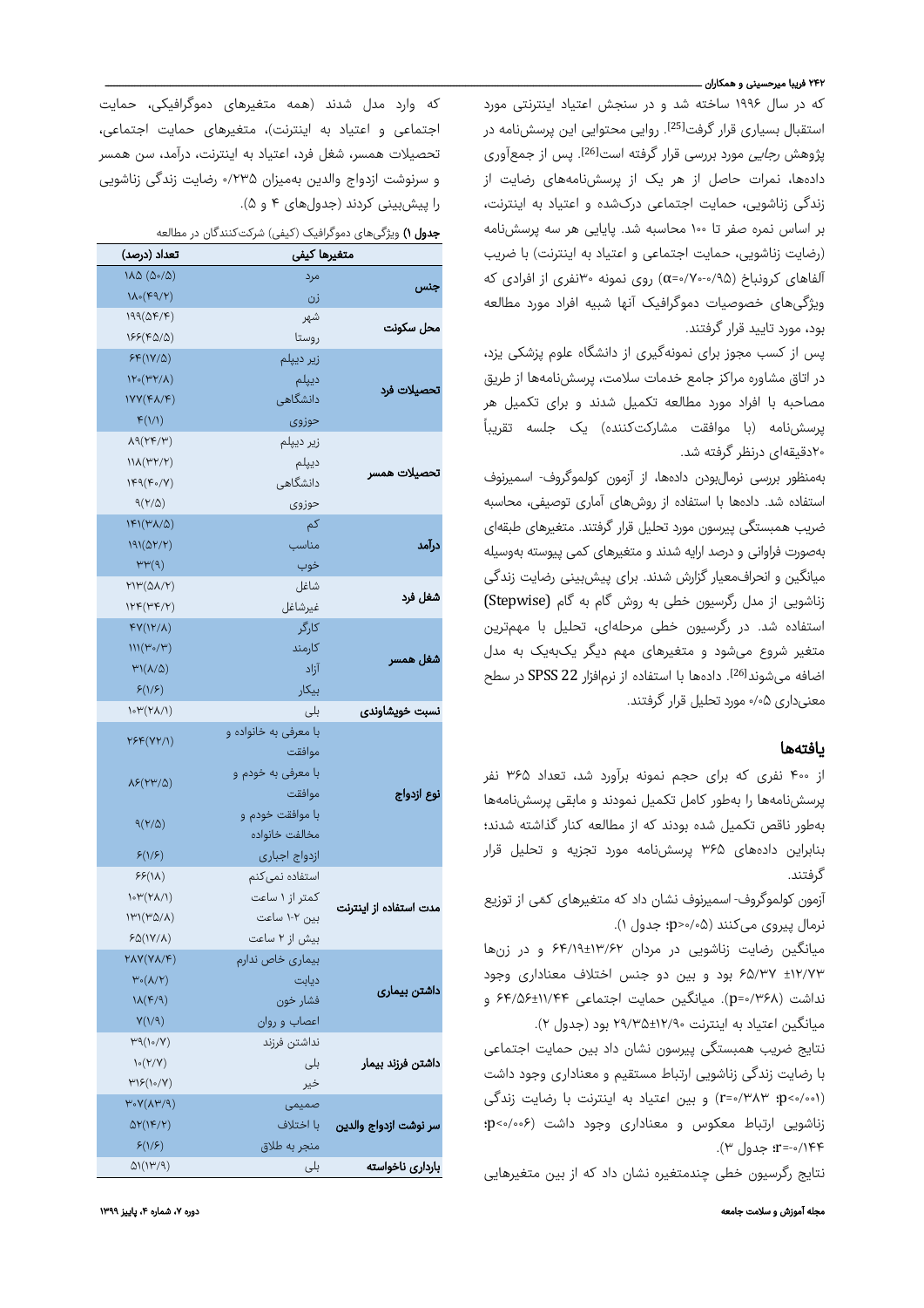که در سال ۱۹۹۶ ساخته شد و در سنجش اعتیاد اینترنتی مورد استقبال بسیاری قرار گرفت[25]. روایی محتوایی این پرسش‌نامه در پژوهش *رجایی* مورد بررسی قرار گرفته است[26]. پس از جمع‌آوری داده‌ها، نمرات حاصل از هر یک از پرسش‌نامه‌های رضایت از زندگی زناشویی، حمایت اجتماعی درک‌شده و اعتیاد به اینترنت، بر اساس نمره صفر تا ۱۰۰ محاسبه شد. پایایی هر سه پرسش‌نامه (رضایت زناشویی، حمایت اجتماعی و اعتیاد به اینترنت) با ضریب آلفای کرونباخ (۰/۹۵-۰/۷۰=α) روی نمونه ۳۰نفری از افرادی که ویژگی‌های خصوصیات دموگرافیک آنها شبیه افراد مورد مطالعه بود، مورد تایید قرار گرفتند.

پس از کسب مجوز برای نمونه‌گیری از دانشگاه علوم پزشکی یزد، در اتاق مشاوره مراکز جامع خدمات سلامت، پرسش‌نامه‌ها از طریق مصاحبه با افراد مورد مطالعه تکمیل شدند و برای تکمیل هر پرسش‌نامه (با موافقت مشارکت‌کننده) یک جلسه تقریباً ۲۰دقیقه‌ای درنظر گرفته شد.

به‌منظور بررسی نرمال‌بودن داده‌ها، از آزمون کولموگروف- اسمیرنوف استفاده شد. داده‌ها با استفاده از روش‌های آماری توصیفی، محاسبه ضریب همبستگی پیرسون مورد تحلیل قرار گرفتند. متغیرهای طبقه‌ای به‌صورت فراوانی و درصد ارایه شدند و متغیرهای کمی پیوسته به‌وسیله میانگین و انحراف‌معیار گزارش شدند. برای پیش‌بینی رضایت زندگی زناشویی از مدل رگرسیون خطی به روش گام به گام (Stepwise) استفاده شد. در رگرسیون خطی مرحله‌ای، تحلیل با مهم‌ترین متغیر شروع می‌شود و متغیرهای مهم دیگر یک‌به‌یک به مدل اضافه می‌شوند[26]. داده‌ها با استفاده از نرم‌افزار SPSS 22 در سطح معنی‌داری ۰/۰۵ مورد تحلیل قرار گرفتند.

## یافته‌ها

از ۴۰۰ نفری که برای حجم نمونه برآورد شد، تعداد ۳۶۵ نفر پرسش‌نامه‌ها را به‌طور کامل تکمیل نمودند و مابقی پرسش‌نامه‌ها به‌طور ناقص تکمیل شده بودند که از مطالعه کنار گذاشته شدند؛ بنابراین داده‌های ۳۶۵ پرسش‌نامه مورد تجزیه و تحلیل قرار گرفتند.

آزمون کولموگروف- اسمیرنوف نشان داد که متغیرهای کمی از توزیع نرمال پیروی می‌کنند (p>۰/۰۵؛ جدول ۱).

میانگین رضایت زناشویی در مردان ۶۴/۱۹±۱۳/۶۲ و در زن‌ها ۶۵/۳۷ ±۱۲/۷۳ بود و بین دو جنس اختلاف معناداری وجود نداشت (p=۰/۳۶۸). میانگین حمایت اجتماعی ۶۴/۵۶±۱۱/۴۴ و میانگین اعتیاد به اینترنت ۲۹/۳۵±۱۲/۹۰ بود (جدول ۲).

نتایج ضریب همبستگی پیرسون نشان داد بین حمایت اجتماعی با رضایت زندگی زناشویی ارتباط مستقیم و معناداری وجود داشت (r=۰/۳۸۳ ;p<۰/۰۰۱) و بین اعتیاد به اینترنت با رضایت زندگی زناشویی ارتباط معکوس و معناداری وجود داشت (p<۰/۰۰۶؛ r=-۰/۱۴۴؛ جدول ۳).

نتایج رگرسیون خطی چندمتغیره نشان داد که از بین متغیرهایی که وارد مدل شدند (همه متغیرهای دموگرافیکی، حمایت اجتماعی و اعتیاد به اینترنت)، متغیرهای حمایت اجتماعی، تحصیلات همسر، شغل فرد، اعتیاد به اینترنت، درآمد، سن همسر و سرنوشت ازدواج والدین به‌میزان ۰/۲۳۵ رضایت زندگی زناشویی را پیش‌بینی کردند (جدول‌های ۴ و ۵).

**جدول ۱)** ویژگی‌های دموگرافیک (کیفی) شرکت‌کنندگان در مطالعه

| متغیرها کیفی | | تعداد (درصد) |
|---|---|---|
| جنس | مرد | ۱۸۵ (۵۰/۵) |
| | زن | ۱۸۰(۴۹/۲) |
| محل سکونت | شهر | ۱۹۹(۵۴/۴) |
| | روستا | ۱۶۶(۴۵/۵) |
| تحصیلات فرد | زیر دیپلم | ۶۴(۱۷/۵) |
| | دیپلم | ۱۲۰(۳۲/۸) |
| | دانشگاهی | ۱۷۷(۴۸/۴) |
| | حوزوی | ۴(۱/۱) |
| تحصیلات همسر | زیر دیپلم | ۸۹(۲۴/۳) |
| | دیپلم | ۱۱۸(۳۲/۲) |
| | دانشگاهی | ۱۴۹(۴۰/۷) |
| | حوزوی | ۹(۲/۵) |
| درآمد | کم | ۱۴۱(۳۸/۵) |
| | مناسب | ۱۹۱(۵۲/۲) |
| | خوب | ۳۳(۹) |
| شغل فرد | شاغل | ۲۱۳(۵۸/۲) |
| | غیرشاغل | ۱۲۴(۳۴/۲) |
| شغل همسر | کارگر | ۴۷(۱۲/۸) |
| | کارمند | ۱۱۱(۳۰/۳) |
| | آزاد | ۳۱(۸/۵) |
| | بیکار | ۶(۱/۶) |
| نسبت خویشاوندی | بلی | ۱۰۳(۲۸/۱) |
| نوع ازدواج | با معرفی به خانواده و موافقت | ۲۶۴(۷۲/۱) |
| | با معرفی به خودم و موافقت | ۸۶(۲۳/۵) |
| | با موافقت خودم و مخالفت خانواده | ۹(۲/۵) |
| | ازدواج اجباری | ۶(۱/۶) |
| مدت استفاده از اینترنت | استفاده نمی‌کنم | ۶۶(۱۸) |
| | کمتر از ۱ ساعت | ۱۰۳(۲۸/۱) |
| | بین ۲-۱ ساعت | ۱۳۱(۳۵/۸) |
| | بیش از ۲ ساعت | ۶۵(۱۷/۸) |
| داشتن بیماری | بیماری خاص ندارم | ۲۸۷(۷۸/۴) |
| | دیابت | ۳۰(۸/۲) |
| | فشار خون | ۱۸(۴/۹) |
| | اعصاب و روان | ۷(۱/۹) |
| داشتن فرزند بیمار | نداشتن فرزند | ۳۹(۱۰/۷) |
| | بلی | ۱۰(۲/۷) |
| | خیر | ۳۱۶(۱۰/۷) |
| سر نوشت ازدواج والدین | صمیمی | ۳۰۷(۸۳/۹) |
| | با اختلاف | ۵۲(۱۴/۲) |
| | منجر به طلاق | ۶(۱/۶) |
| بارداری ناخواسته | بلی | ۵۱(۱۳/۹) |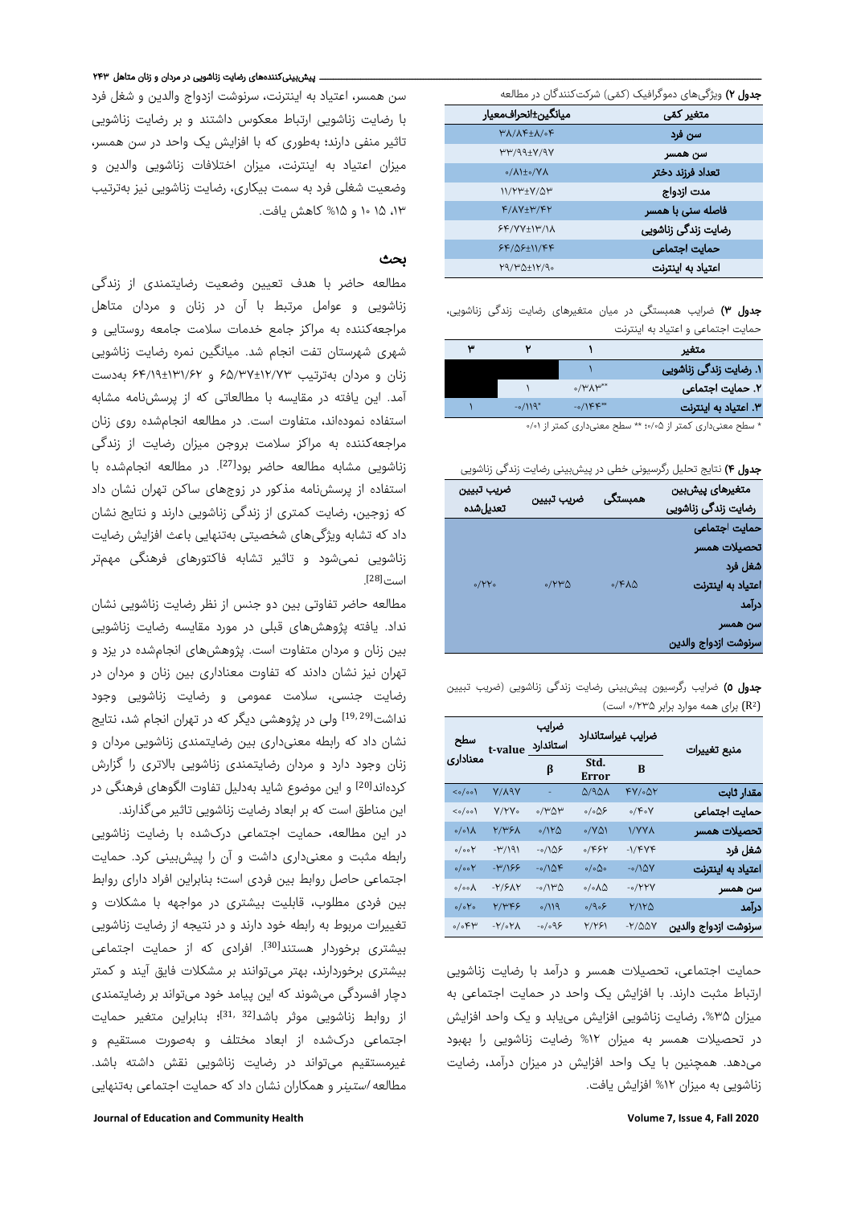**جدول ۲)** ویژگی‌های دموگرافیک (کمّی) شرکت‌کنندگان در مطالعه

| متغیر کمّی | میانگین±انحراف‌معیار |
|---|---|
| سن فرد | ۳۸/۸۴±۸/۰۴ |
| سن همسر | ۳۳/۹۹±۷/۹۷ |
| تعداد فرزند دختر | ۰/۸۱±۰/۷۸ |
| مدت ازدواج | ۱۱/۲۳±۷/۵۳ |
| فاصله سنی با همسر | ۴/۸۷±۳/۴۲ |
| رضایت زندگی زناشویی | ۶۴/۷۷±۱۳/۱۸ |
| حمایت اجتماعی | ۶۴/۵۶±۱۱/۴۴ |
| اعتیاد به اینترنت | ۲۹/۳۵±۱۲/۹۰ |

**جدول ۳)** ضرایب همبستگی در میان متغیرهای رضایت زندگی زناشویی، حمایت اجتماعی و اعتیاد به اینترنت

| متغیر | ۱ | ۲ | ۳ |
|---|---|---|---|
| ۱. رضایت زندگی زناشویی | ۱ | | |
| ۲. حمایت اجتماعی | \*\*۰/۳۸۳ | ۱ | |
| ۳. اعتیاد به اینترنت | \*\*۰/۱۴۴- | \*۰/۱۱۹- | ۱ |

\* سطح معنی‌داری کمتر از ۰/۰۵؛ \*\* سطح معنی‌داری کمتر از ۰/۰۱

**جدول ۴)** نتایج تحلیل رگرسیونی خطی در پیش‌بینی رضایت زندگی زناشویی

| متغیرهای پیش‌بین رضایت زندگی زناشویی | همبستگی | ضریب تبیین | ضریب تبیین تعدیل‌شده |
|---|---|---|---|
| حمایت اجتماعی | | | |
| تحصیلات همسر | | | |
| شغل فرد | | | |
| اعتیاد به اینترنت | ۰/۴۸۵ | ۰/۲۳۵ | ۰/۲۲۰ |
| درآمد | | | |
| سن همسر | | | |
| سرنوشت ازدواج والدین | | | |

**جدول ۵)** ضرایب رگرسیون پیش‌بینی رضایت زندگی زناشویی (ضریب تبیین ($R^2$) برای همه موارد برابر ۰/۲۳۵ است)

| منبع تغییرات | ضرایب غیراستاندارد B | ضرایب غیراستاندارد Std. Error | ضرایب استاندارد β | t-value | سطح معناداری |
|---|---|---|---|---|---|
| مقدار ثابت | ۴۷/۰۵۲ | ۵/۹۵۸ | - | ۷/۸۹۷ | <۰/۰۰۱ |
| حمایت اجتماعی | ۰/۴۰۷ | ۰/۰۵۶ | ۰/۳۵۳ | ۷/۲۷۰ | <۰/۰۰۱ |
| تحصیلات همسر | ۱/۷۷۸ | ۰/۷۵۱ | ۰/۱۲۵ | ۲/۳۶۸ | ۰/۰۱۸ |
| شغل فرد | -۱/۴۷۴ | ۰/۴۶۲ | -۰/۱۵۶ | -۳/۱۹۱ | ۰/۰۰۲ |
| اعتیاد به اینترنت | -۰/۱۵۷ | ۰/۰۵۰ | -۰/۱۵۴ | -۳/۱۶۶ | ۰/۰۰۲ |
| سن همسر | -۰/۲۲۷ | ۰/۰۸۵ | -۰/۱۳۵ | -۲/۶۸۲ | ۰/۰۰۸ |
| درآمد | ۲/۱۲۵ | ۰/۹۰۶ | ۰/۱۱۹ | ۲/۳۴۶ | ۰/۰۲۰ |
| سرنوشت ازدواج والدین | -۲/۵۵۷ | ۲/۲۶۱ | -۰/۰۹۶ | -۲/۰۲۸ | ۰/۰۴۳ |

حمایت اجتماعی، تحصیلات همسر و درآمد با رضایت زناشویی ارتباط مثبت دارند. با افزایش یک واحد در حمایت اجتماعی به میزان ۳۵%، رضایت زناشویی افزایش می‌یابد و یک واحد افزایش در تحصیلات همسر به میزان ۱۲% رضایت زناشویی را بهبود می‌دهد. همچنین با یک واحد افزایش در میزان درآمد، رضایت زناشویی به میزان ۱۲% افزایش یافت.

سن همسر، اعتیاد به اینترنت، سرنوشت ازدواج والدین و شغل فرد با رضایت زناشویی ارتباط معکوس داشتند و بر رضایت زناشویی تاثیر منفی دارند؛ به‌طوری که با افزایش یک واحد در سن همسر، میزان اعتیاد به اینترنت، میزان اختلافات زناشویی والدین و وضعیت شغلی فرد به سمت بیکاری، رضایت زناشویی نیز به‌ترتیب ۱۳، ۱۵، ۱۰ و ۱۵% کاهش یافت.

## بحث

مطالعه حاضر با هدف تعیین وضعیت رضایتمندی از زندگی زناشویی و عوامل مرتبط با آن در زنان و مردان متاهل مراجعه‌کننده به مراکز جامع خدمات سلامت جامعه روستایی و شهری شهرستان تفت انجام شد. میانگین نمره رضایت زناشویی زنان و مردان به‌ترتیب ۶۵/۳۷±۱۲/۷۳ و ۶۴/۱۹±۱۳۱/۶۲ به‌دست آمد. این یافته در مقایسه با مطالعاتی که از پرسش‌نامه مشابه استفاده نموده‌اند، متفاوت است. در مطالعه انجام‌شده روی زنان مراجعه‌کننده به مراکز سلامت بروجن میزان رضایت از زندگی زناشویی مشابه مطالعه حاضر بود[27]. در مطالعه انجام‌شده با استفاده از پرسش‌نامه مذکور در زوج‌های ساکن تهران نشان داد که زوجین، رضایت کمتری از زندگی زناشویی دارند و نتایج نشان داد که تشابه ویژگی‌های شخصیتی به‌تنهایی باعث افزایش رضایت زناشویی نمی‌شود و تاثیر تشابه فاکتورهای فرهنگی مهم‌تر است[28].

مطالعه حاضر تفاوتی بین دو جنس از نظر رضایت زناشویی نشان نداد. یافته پژوهش‌های قبلی در مورد مقایسه رضایت زناشویی بین زنان و مردان متفاوت است. پژوهش‌های انجام‌شده در یزد و تهران نیز نشان دادند که تفاوت معناداری بین زنان و مردان در رضایت جنسی، سلامت عمومی و رضایت زناشویی وجود نداشت[19, 29] ولی در پژوهشی دیگر که در تهران انجام شد، نتایج نشان داد که رابطه معنی‌داری بین رضایتمندی زناشویی مردان و زنان وجود دارد و مردان رضایتمندی زناشویی بالاتری را گزارش کرده‌اند[20] و این موضوع شاید به‌دلیل تفاوت الگوهای فرهنگی در این مناطق است که بر ابعاد رضایت زناشویی تاثیر می‌گذارند.

در این مطالعه، حمایت اجتماعی درک‌شده با رضایت زناشویی رابطه مثبت و معنی‌داری داشت و آن را پیش‌بینی کرد. حمایت اجتماعی حاصل روابط بین فردی است؛ بنابراین افراد دارای روابط بین فردی مطلوب، قابلیت بیشتری در مواجهه با مشکلات و تغییرات مربوط به رابطه خود دارند و در نتیجه از رضایت زناشویی بیشتری برخوردار هستند[30]. افرادی که از حمایت اجتماعی بیشتری برخوردارند، بهتر می‌توانند بر مشکلات فایق آیند و کمتر دچار افسردگی می‌شوند که این پیامد خود می‌تواند بر رضایتمندی از روابط زناشویی موثر باشد[31, 32]؛ بنابراین متغیر حمایت اجتماعی درک‌شده از ابعاد مختلف و به‌صورت مستقیم و غیرمستقیم می‌تواند در رضایت زناشویی نقش داشته باشد. مطالعه *استینر* و همکاران نشان داد که حمایت اجتماعی به‌تنهایی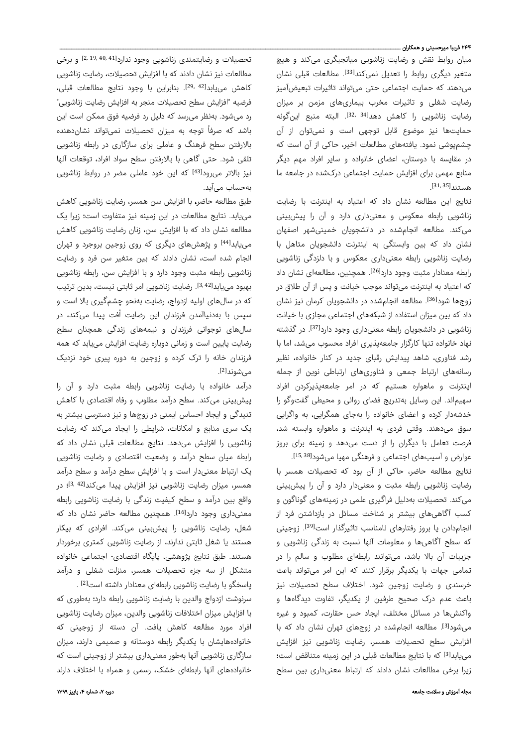میان روابط نقش و رضایت زناشویی میانجیگری می‌کند و هیچ متغیر دیگری روابط را تعدیل نمی‌کند[33]. مطالعات قبلی نشان می‌دهند که حمایت اجتماعی حتی می‌تواند تاثیرات تبعیض‌آمیز رضایت شغلی و تاثیرات مخرب بیماری‌های مزمن بر میزان رضایت زناشویی را کاهش دهد[32, 34]. البته منبع این‌گونه حمایت‌ها نیز موضوع قابل توجهی است و نمی‌توان از آن چشم‌پوشی نمود. یافته‌های مطالعات اخیر، حاکی از آن است که در مقایسه با دوستان، اعضای خانواده و سایر افراد مهم دیگر منابع مهمی برای افزایش حمایت اجتماعی درک‌شده در جامعه ما هستند[31, 35].

نتایج این مطالعه نشان داد که اعتیاد به اینترنت با رضایت زناشویی رابطه معکوس و معنی‌داری دارد و آن را پیش‌بینی می‌کند. مطالعه انجام‌شده در دانشجویان خمینی‌شهر اصفهان نشان داد که بین وابستگی به اینترنت دانشجویان متاهل با رضایت زناشویی رابطه معنی‌داری معکوس و با دلزدگی زناشویی رابطه معنادار مثبت وجود دارد[26]. همچنین، مطالعه‌ای نشان داد که اعتیاد به اینترنت می‌تواند موجب خیانت و پس از آن طلاق در زوج‌ها شود[36]. مطالعه انجام‌شده در دانشجویان کرمان نیز نشان داد که بین میزان استفاده از شبکه‌های اجتماعی مجازی با خیانت زناشویی در دانشجویان رابطه معنی‌داری وجود دارد[37]. در گذشته نهاد خانواده تنها کارگزار جامعه‌پذیری افراد محسوب می‌شد، اما با رشد فناوری، شاهد پیدایش رقبای جدید در کنار خانواده، نظیر رسانه‌های ارتباط جمعی و فناوری‌های ارتباطی نوین از جمله اینترنت و ماهواره هستیم که در امر جامعه‌پذیرکردن افراد سهیم‌اند. این وسایل به‌تدریج فضای روانی و محیطی گفت‌وگو را خدشه‌دار کرده و اعضای خانواده را به‌جای همگرایی، به واگرایی سوق می‌دهند. وقتی فردی به اینترنت و ماهواره وابسته شد، فرصت تعامل با دیگران را از دست می‌دهد و زمینه برای بروز عوارض و آسیب‌های اجتماعی و فرهنگی مهیا می‌شود[15, 38].

نتایج مطالعه حاضر، حاکی از آن بود که تحصیلات همسر با رضایت زناشویی رابطه مثبت و معنی‌دار دارد و آن را پیش‌بینی می‌کند. تحصیلات به‌دلیل فراگیری علمی در زمینه‌های گوناگون و کسب آگاهی‌های بیشتر بر شناخت مسائل در بازداشتن فرد از انجام‌دادن یا بروز رفتارهای نامناسب تاثیرگذار است[39]. زوجینی که سطح آگاهی‌ها و معلومات آنها نسبت به زندگی زناشویی و جزییات آن بالا باشد، می‌توانند رابطه‌ای مطلوب و سالم را در تمامی جهات با یکدیگر برقرار کنند که این امر می‌تواند باعث خرسندی و رضایت زوجین شود. اختلاف سطح تحصیلات نیز باعث عدم درک صحیح طرفین از یکدیگر، تفاوت دیدگاه‌ها و واکنش‌ها در مسائل مختلف، ایجاد حس حقارت، کمبود و غیره می‌شود[3]. مطالعه انجام‌شده در زوج‌های تهران نشان داد که با افزایش سطح تحصیلات همسر، رضایت زناشویی نیز افزایش می‌یابد[3] که با نتایج مطالعات قبلی در این زمینه متناقض است؛ زیرا برخی مطالعات نشان دادند که ارتباط معنی‌داری بین سطح تحصیلات و رضایتمندی زناشویی وجود ندارد[2, 19, 40, 41] و برخی مطالعات نیز نشان دادند که با افزایش تحصیلات، رضایت زناشویی کاهش می‌یابد[29, 42]. بنابراین با وجود نتایج مطالعات قبلی، فرضیه "افزایش سطح تحصیلات منجر به افزایش رضایت زناشویی" رد می‌شود. به‌نظر می‌رسد که دلیل رد فرضیه فوق ممکن است این باشد که صرفاً توجه به میزان تحصیلات نمی‌تواند نشان‌دهنده بالارفتن سطح فرهنگ و عاملی برای سازگاری در رابطه زناشویی تلقی شود. حتی گاهی با بالارفتن سطح سواد افراد، توقعات آنها نیز بالاتر می‌رود[43] که این خود عاملی مضر در روابط زناشویی به‌حساب می‌آید.

طبق مطالعه حاضر، با افزایش سن همسر، رضایت زناشویی کاهش می‌یابد. نتایج مطالعات در این زمینه نیز متفاوت است؛ زیرا یک مطالعه نشان داد که با افزایش سن، زنان رضایت زناشویی کاهش می‌یابد[44] و پژوهش‌های دیگری که روی زوجین بروجرد و تهران انجام شده است، نشان دادند که بین متغیر سن فرد و رضایت زناشویی رابطه مثبت وجود دارد و با افزایش سن، رابطه زناشویی بهبود می‌یابد[3, 42]. رضایت زناشویی امر ثابتی نیست، بدین ترتیب که در سال‌های اولیه ازدواج، رضایت به‌نحو چشم‌گیری بالا است و سپس با به‌دنیاآمدن فرزندان این رضایت اُفت پیدا می‌کند، در سال‌های نوجوانی فرزندان و نیمه‌های زندگی همچنان سطح رضایت پایین است و زمانی دوباره رضایت افزایش می‌یابد که همه فرزندان خانه را ترک کرده و زوجین به دوره پیری خود نزدیک می‌شوند[2].

درآمد خانواده با رضایت زناشویی رابطه مثبت دارد و آن را پیش‌بینی می‌کند. سطح درآمد مطلوب و رفاه اقتصادی با کاهش تنیدگی و ایجاد احساس ایمنی در زوج‌ها و نیز دسترسی بیشتر به یک سری منابع و امکانات، شرایطی را ایجاد می‌کند که رضایت زناشویی را افزایش می‌دهد. نتایج مطالعات قبلی نشان داد که رابطه میان سطح درآمد و وضعیت اقتصادی و رضایت زناشویی یک ارتباط معنی‌دار است و با افزایش سطح درآمد و سطح درآمد همسر، میزان رضایت زناشویی نیز افزایش پیدا می‌کند[3, 42]؛ در واقع بین درآمد و سطح کیفیت زندگی با رضایت زناشویی رابطه معنی‌داری وجود دارد[16]. همچنین مطالعه حاضر نشان داد که شغل، رضایت زناشویی را پیش‌بینی می‌کند. افرادی که بیکار هستند یا شغل ثابتی ندارند، از رضایت زناشویی کمتری برخوردار هستند. طبق نتایج پژوهشی، پایگاه اقتصادی- اجتماعی خانواده متشکل از سه جزء تحصیلات همسر، منزلت شغلی و درآمد پاسخگو با رضایت زناشویی رابطه‌ای معنادار داشته است[2].

سرنوشت ازدواج والدین با رضایت زناشویی رابطه دارد؛ به‌طوری که با افزایش میزان اختلافات زناشویی والدین، میزان رضایت زناشویی افراد مورد مطالعه کاهش یافت. آن دسته از زوجینی که خانواده‌هایشان با یکدیگر رابطه دوستانه و صمیمی دارند، میزان سازگاری زناشویی آنها به‌طور معنی‌داری بیشتر از زوجینی است که خانواده‌های آنها رابطه‌ای خشک، رسمی و همراه با اختلاف دارند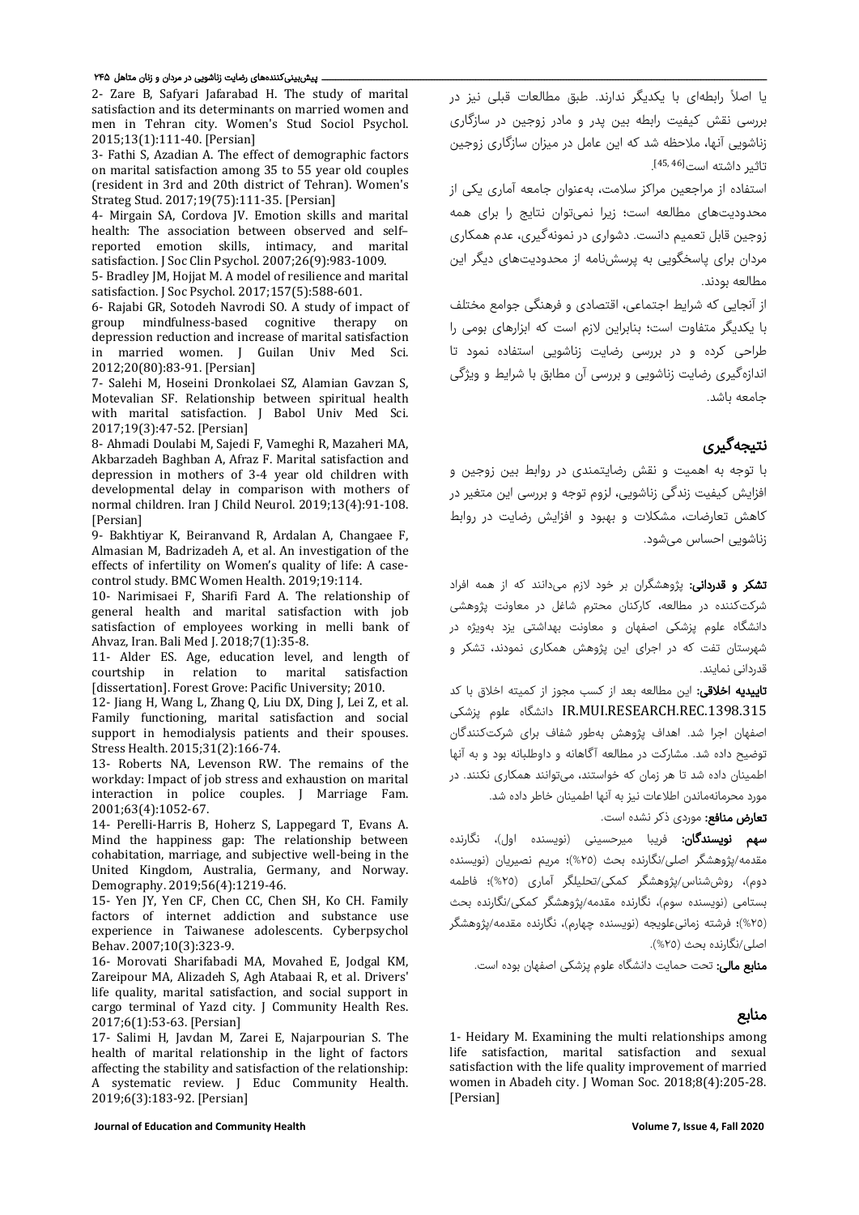یا اصلاً رابطه‌ای با یکدیگر ندارند. طبق مطالعات قبلی نیز در بررسی نقش کیفیت رابطه بین پدر و مادر زوجین در سازگاری زناشویی آنها، ملاحظه شد که این عامل در میزان سازگاری زوجین تاثیر داشته است[45, 46].

استفاده از مراجعین مراکز سلامت، به‌عنوان جامعه آماری یکی از محدودیت‌های مطالعه است؛ زیرا نمی‌توان نتایج را برای همه زوجین قابل تعمیم دانست. دشواری در نمونه‌گیری، عدم همکاری مردان برای پاسخگویی به پرسش‌نامه از محدودیت‌های دیگر این مطالعه بودند.

از آنجایی که شرایط اجتماعی، اقتصادی و فرهنگی جوامع مختلف با یکدیگر متفاوت است؛ بنابراین لازم است که ابزارهای بومی را طراحی کرده و در بررسی رضایت زناشویی استفاده نمود تا اندازه‌گیری رضایت زناشویی و بررسی آن مطابق با شرایط و ویژگی جامعه باشد.

## نتیجه‌گیری

با توجه به اهمیت و نقش رضایتمندی در روابط بین زوجین و افزایش کیفیت زندگی زناشویی، لزوم توجه و بررسی این متغیر در کاهش تعارضات، مشکلات و بهبود و افزایش رضایت در روابط زناشویی احساس می‌شود.

**تشکر و قدردانی:** پژوهشگران بر خود لازم می‌دانند که از همه افراد شرکت‌کننده در مطالعه، کارکنان محترم شاغل در معاونت پژوهشی دانشگاه علوم پزشکی اصفهان و معاونت بهداشتی یزد به‌ویژه در شهرستان تفت که در اجرای این پژوهش همکاری نمودند، تشکر و قدردانی نمایند.

**تاییدیه اخلاقی:** این مطالعه بعد از کسب مجوز از کمیته اخلاق با کد IR.MUI.RESEARCH.REC.1398.315 دانشگاه علوم پزشکی اصفهان اجرا شد. اهداف پژوهش به‌طور شفاف برای شرکت‌کنندگان توضیح داده شد. مشارکت در مطالعه آگاهانه و داوطلبانه بود و به آنها اطمینان داده شد تا هر زمان که خواستند، می‌توانند همکاری نکنند. در مورد محرمانه‌ماندن اطلاعات نیز به آنها اطمینان خاطر داده شد.

**تعارض منافع:** موردی ذکر نشده است.

**سهم نویسندگان:** فریبا میرحسینی (نویسنده اول)، نگارنده مقدمه/پژوهشگر اصلی/نگارنده بحث (۲۵%)؛ مریم نصیریان (نویسنده دوم)، روش‌شناس/پژوهشگر کمکی/تحلیلگر آماری (۲۵%)؛ فاطمه بستامی (نویسنده سوم)، نگارنده مقدمه/پژوهشگر کمکی/نگارنده بحث (۲۵%)؛ فرشته زمانی‌علویجه (نویسنده چهارم)، نگارنده مقدمه/پژوهشگر اصلی/نگارنده بحث (۲۵%).

**منابع مالی:** تحت حمایت دانشگاه علوم پزشکی اصفهان بوده است.

## منابع

1- Heidary M. Examining the multi relationships among life satisfaction, marital satisfaction and sexual satisfaction with the life quality improvement of married women in Abadeh city. J Woman Soc. 2018;8(4):205-28. [Persian]

2- Zare B, Safyari Jafarabad H. The study of marital satisfaction and its determinants on married women and men in Tehran city. Women's Stud Sociol Psychol. 2015;13(1):111-40. [Persian]

3- Fathi S, Azadian A. The effect of demographic factors on marital satisfaction among 35 to 55 year old couples (resident in 3rd and 20th district of Tehran). Women's Strateg Stud. 2017;19(75):111-35. [Persian]

4- Mirgain SA, Cordova JV. Emotion skills and marital health: The association between observed and self–reported emotion skills, intimacy, and marital satisfaction. J Soc Clin Psychol. 2007;26(9):983-1009.

5- Bradley JM, Hojjat M. A model of resilience and marital satisfaction. J Soc Psychol. 2017;157(5):588-601.

6- Rajabi GR, Sotodeh Navrodi SO. A study of impact of group mindfulness-based cognitive therapy on depression reduction and increase of marital satisfaction in married women. J Guilan Univ Med Sci. 2012;20(80):83-91. [Persian]

7- Salehi M, Hoseini Dronkolaei SZ, Alamian Gavzan S, Motevalian SF. Relationship between spiritual health with marital satisfaction. J Babol Univ Med Sci. 2017;19(3):47-52. [Persian]

8- Ahmadi Doulabi M, Sajedi F, Vameghi R, Mazaheri MA, Akbarzadeh Baghban A, Afraz F. Marital satisfaction and depression in mothers of 3-4 year old children with developmental delay in comparison with mothers of normal children. Iran J Child Neurol. 2019;13(4):91-108. [Persian]

9- Bakhtiyar K, Beiranvand R, Ardalan A, Changaee F, Almasian M, Badrizadeh A, et al. An investigation of the effects of infertility on Women's quality of life: A case-control study. BMC Women Health. 2019;19:114.

10- Narimisaei F, Sharifi Fard A. The relationship of general health and marital satisfaction with job satisfaction of employees working in melli bank of Ahvaz, Iran. Bali Med J. 2018;7(1):35-8.

11- Alder ES. Age, education level, and length of courtship in relation to marital satisfaction [dissertation]. Forest Grove: Pacific University; 2010.

12- Jiang H, Wang L, Zhang Q, Liu DX, Ding J, Lei Z, et al. Family functioning, marital satisfaction and social support in hemodialysis patients and their spouses. Stress Health. 2015;31(2):166-74.

13- Roberts NA, Levenson RW. The remains of the workday: Impact of job stress and exhaustion on marital interaction in police couples. J Marriage Fam. 2001;63(4):1052-67.

14- Perelli-Harris B, Hoherz S, Lappegard T, Evans A. Mind the happiness gap: The relationship between cohabitation, marriage, and subjective well-being in the United Kingdom, Australia, Germany, and Norway. Demography. 2019;56(4):1219-46.

15- Yen JY, Yen CF, Chen CC, Chen SH, Ko CH. Family factors of internet addiction and substance use experience in Taiwanese adolescents. Cyberpsychol Behav. 2007;10(3):323-9.

16- Morovati Sharifabadi MA, Movahed E, Jodgal KM, Zareipour MA, Alizadeh S, Agh Atabaai R, et al. Drivers' life quality, marital satisfaction, and social support in cargo terminal of Yazd city. J Community Health Res. 2017;6(1):53-63. [Persian]

17- Salimi H, Javdan M, Zarei E, Najarpourian S. The health of marital relationship in the light of factors affecting the stability and satisfaction of the relationship: A systematic review. J Educ Community Health. 2019;6(3):183-92. [Persian]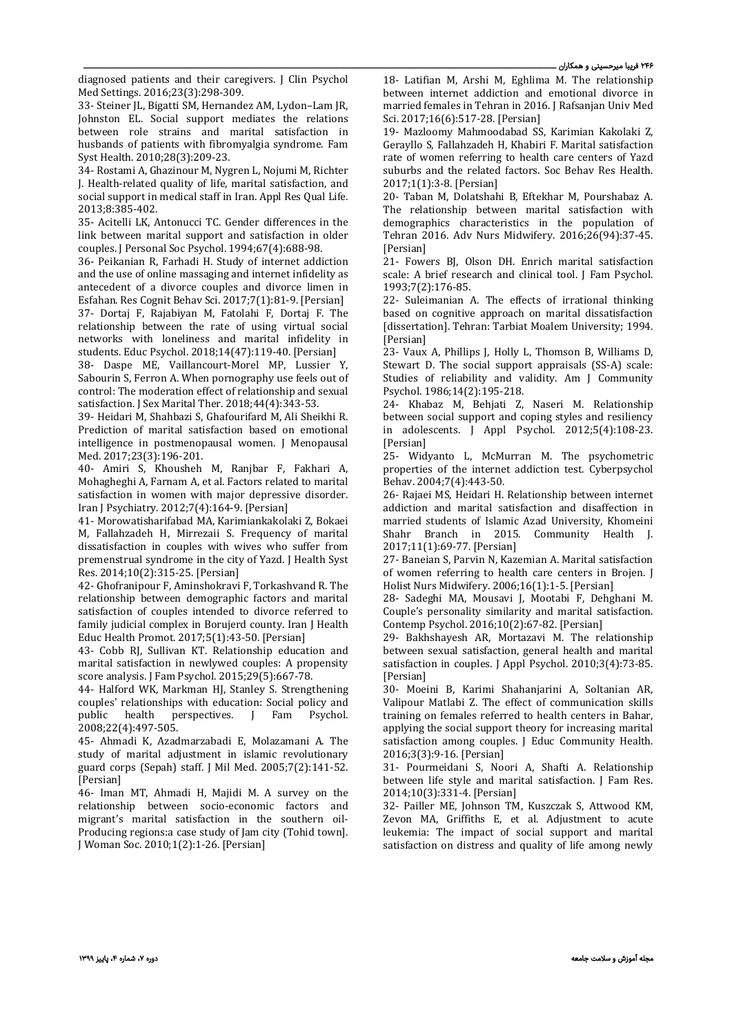18- Latifian M, Arshi M, Eghlima M. The relationship between internet addiction and emotional divorce in married females in Tehran in 2016. J Rafsanjan Univ Med Sci. 2017;16(6):517-28. [Persian]

19- Mazloomy Mahmoodabad SS, Karimian Kakolaki Z, Gerayllo S, Fallahzadeh H, Khabiri F. Marital satisfaction rate of women referring to health care centers of Yazd suburbs and the related factors. Soc Behav Res Health. 2017;1(1):3-8. [Persian]

20- Taban M, Dolatshahi B, Eftekhar M, Pourshabaz A. The relationship between marital satisfaction with demographics characteristics in the population of Tehran 2016. Adv Nurs Midwifery. 2016;26(94):37-45. [Persian]

21- Fowers BJ, Olson DH. Enrich marital satisfaction scale: A brief research and clinical tool. J Fam Psychol. 1993;7(2):176-85.

22- Suleimanian A. The effects of irrational thinking based on cognitive approach on marital dissatisfaction [dissertation]. Tehran: Tarbiat Moalem University; 1994. [Persian]

23- Vaux A, Phillips J, Holly L, Thomson B, Williams D, Stewart D. The social support appraisals (SS-A) scale: Studies of reliability and validity. Am J Community Psychol. 1986;14(2):195-218.

24- Khabaz M, Behjati Z, Naseri M. Relationship between social support and coping styles and resiliency in adolescents. J Appl Psychol. 2012;5(4):108-23. [Persian]

25- Widyanto L, McMurran M. The psychometric properties of the internet addiction test. Cyberpsychol Behav. 2004;7(4):443-50.

26- Rajaei MS, Heidari H. Relationship between internet addiction and marital satisfaction and disaffection in married students of Islamic Azad University, Khomeini Shahr Branch in 2015. Community Health J. 2017;11(1):69-77. [Persian]

27- Baneian S, Parvin N, Kazemian A. Marital satisfaction of women referring to health care centers in Brojen. J Holist Nurs Midwifery. 2006;16(1):1-5. [Persian]

28- Sadeghi MA, Mousavi J, Mootabi F, Dehghani M. Couple's personality similarity and marital satisfaction. Contemp Psychol. 2016;10(2):67-82. [Persian]

29- Bakhshayesh AR, Mortazavi M. The relationship between sexual satisfaction, general health and marital satisfaction in couples. J Appl Psychol. 2010;3(4):73-85. [Persian]

30- Moeini B, Karimi Shahanjarini A, Soltanian AR, Valipour Matlabi Z. The effect of communication skills training on females referred to health centers in Bahar, applying the social support theory for increasing marital satisfaction among couples. J Educ Community Health. 2016;3(3):9-16. [Persian]

31- Pourmeidani S, Noori A, Shafti A. Relationship between life style and marital satisfaction. J Fam Res. 2014;10(3):331-4. [Persian]

32- Pailler ME, Johnson TM, Kuszczak S, Attwood KM, Zevon MA, Griffiths E, et al. Adjustment to acute leukemia: The impact of social support and marital satisfaction on distress and quality of life among newly diagnosed patients and their caregivers. J Clin Psychol Med Settings. 2016;23(3):298-309.

33- Steiner JL, Bigatti SM, Hernandez AM, Lydon–Lam JR, Johnston EL. Social support mediates the relations between role strains and marital satisfaction in husbands of patients with fibromyalgia syndrome. Fam Syst Health. 2010;28(3):209-23.

34- Rostami A, Ghazinour M, Nygren L, Nojumi M, Richter J. Health-related quality of life, marital satisfaction, and social support in medical staff in Iran. Appl Res Qual Life. 2013;8:385-402.

35- Acitelli LK, Antonucci TC. Gender differences in the link between marital support and satisfaction in older couples. J Personal Soc Psychol. 1994;67(4):688-98.

36- Peikanian R, Farhadi H. Study of internet addiction and the use of online massaging and internet infidelity as antecedent of a divorce couples and divorce limen in Esfahan. Res Cognit Behav Sci. 2017;7(1):81-9. [Persian]

37- Dortaj F, Rajabiyan M, Fatolahi F, Dortaj F. The relationship between the rate of using virtual social networks with loneliness and marital infidelity in students. Educ Psychol. 2018;14(47):119-40. [Persian]

38- Daspe ME, Vaillancourt-Morel MP, Lussier Y, Sabourin S, Ferron A. When pornography use feels out of control: The moderation effect of relationship and sexual satisfaction. J Sex Marital Ther. 2018;44(4):343-53.

39- Heidari M, Shahbazi S, Ghafourifard M, Ali Sheikhi R. Prediction of marital satisfaction based on emotional intelligence in postmenopausal women. J Menopausal Med. 2017;23(3):196-201.

40- Amiri S, Khousheh M, Ranjbar F, Fakhari A, Mohagheghi A, Farnam A, et al. Factors related to marital satisfaction in women with major depressive disorder. Iran J Psychiatry. 2012;7(4):164-9. [Persian]

41- Morowatisharifabad MA, Karimiankakolaki Z, Bokaei M, Fallahzadeh H, Mirrezaii S. Frequency of marital dissatisfaction in couples with wives who suffer from premenstrual syndrome in the city of Yazd. J Health Syst Res. 2014;10(2):315-25. [Persian]

42- Ghofranipour F, Aminshokravi F, Torkashvand R. The relationship between demographic factors and marital satisfaction of couples intended to divorce referred to family judicial complex in Borujerd county. Iran J Health Educ Health Promot. 2017;5(1):43-50. [Persian]

43- Cobb RJ, Sullivan KT. Relationship education and marital satisfaction in newlywed couples: A propensity score analysis. J Fam Psychol. 2015;29(5):667-78.

44- Halford WK, Markman HJ, Stanley S. Strengthening couples' relationships with education: Social policy and public health perspectives. J Fam Psychol. 2008;22(4):497-505.

45- Ahmadi K, Azadmarzabadi E, Molazamani A. The study of marital adjustment in islamic revolutionary guard corps (Sepah) staff. J Mil Med. 2005;7(2):141-52. [Persian]

46- Iman MT, Ahmadi H, Majidi M. A survey on the relationship between socio-economic factors and migrant's marital satisfaction in the southern oil-Producing regions:a case study of Jam city (Tohid town]. J Woman Soc. 2010;1(2):1-26. [Persian]